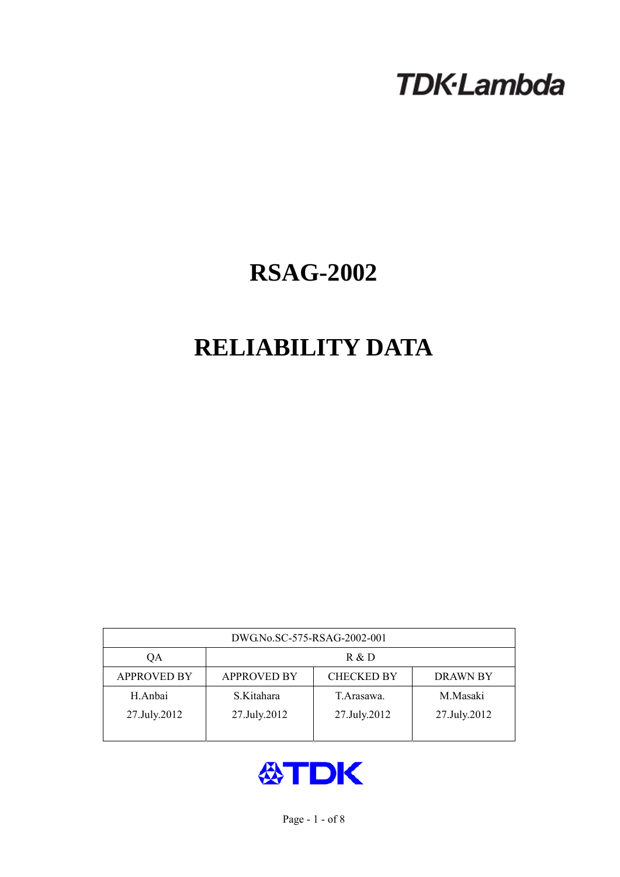TDK·Lambda

# RSAG-2002

# RELIABILITY DATA

| DWG.No.SC-575-RSAG-2002-001 | | | |
|---|---|---|---|
| QA | R & D | | |
| APPROVED BY | APPROVED BY | CHECKED BY | DRAWN BY |
| H.Anbai<br>27.July.2012 | S.Kitahara<br>27.July.2012 | T.Arasawa.<br>27.July.2012 | M.Masaki<br>27.July.2012 |

TDK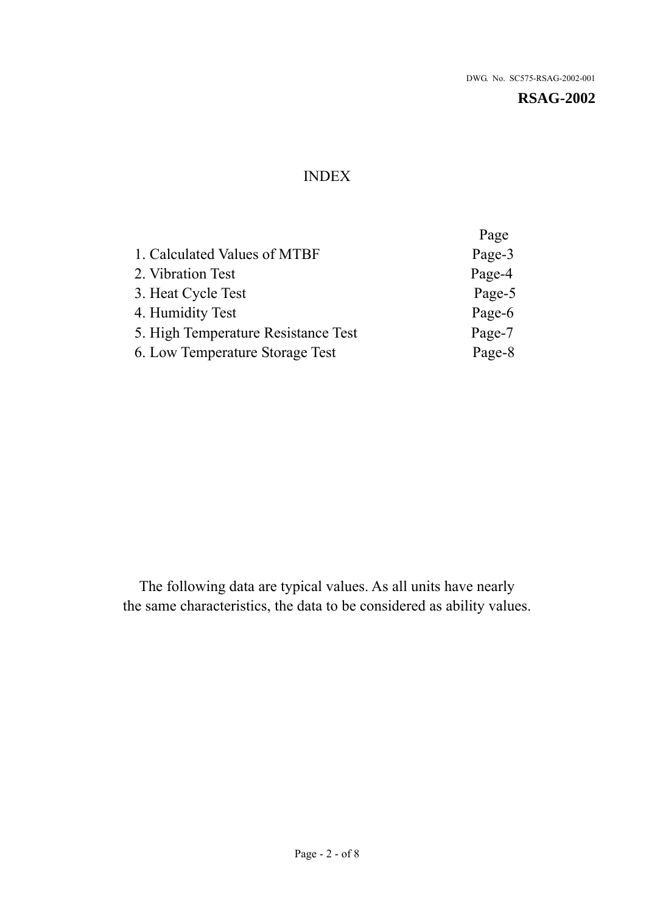DWG. No. SC575-RSAG-2002-001

**RSAG-2002**

# INDEX

| | Page |
|---|---|
| 1. Calculated Values of MTBF | Page-3 |
| 2. Vibration Test | Page-4 |
| 3. Heat Cycle Test | Page-5 |
| 4. Humidity Test | Page-6 |
| 5. High Temperature Resistance Test | Page-7 |
| 6. Low Temperature Storage Test | Page-8 |

The following data are typical values. As all units have nearly the same characteristics, the data to be considered as ability values.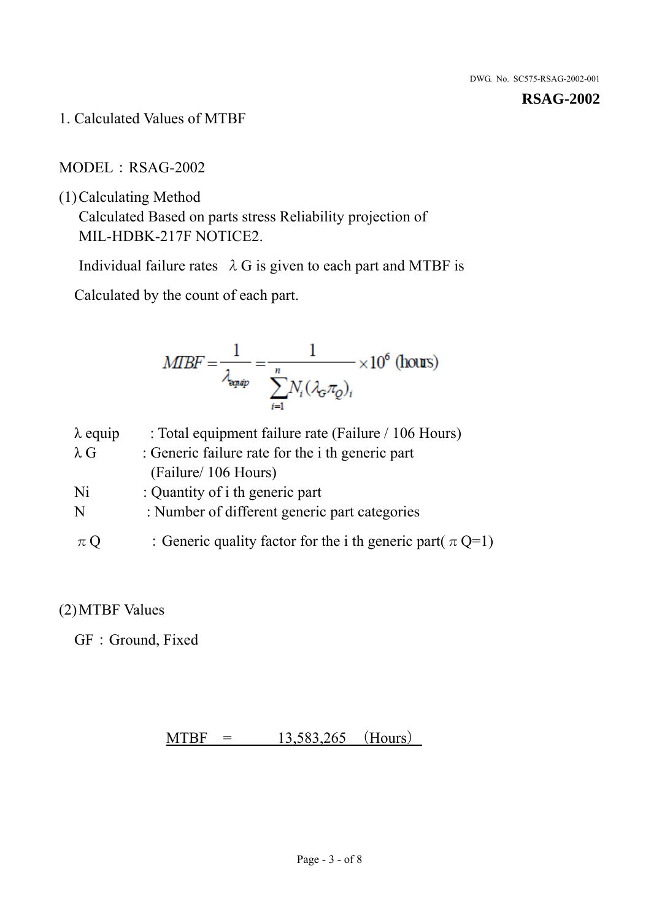## 1. Calculated Values of MTBF

MODEL：RSAG-2002

(1) Calculating Method

Calculated Based on parts stress Reliability projection of MIL-HDBK-217F NOTICE2.

Individual failure rates $\lambda G$ is given to each part and MTBF is

Calculated by the count of each part.

$$MTBF = \frac{1}{\lambda_{equip}} = \frac{1}{\sum_{i=1}^{n} N_i (\lambda_G \pi_Q)_i} \times 10^6 \text{ (hours)}$$

| | |
|---|---|
| $\lambda$ equip | : Total equipment failure rate (Failure / 106 Hours) |
| $\lambda$ G | : Generic failure rate for the i th generic part (Failure/ 106 Hours) |
| Ni | : Quantity of i th generic part |
| N | : Number of different generic part categories |
| $\pi$ Q | ：Generic quality factor for the i th generic part( $\pi$ Q=1) |

(2) MTBF Values

GF：Ground, Fixed

MTBF = 13,583,265 （Hours）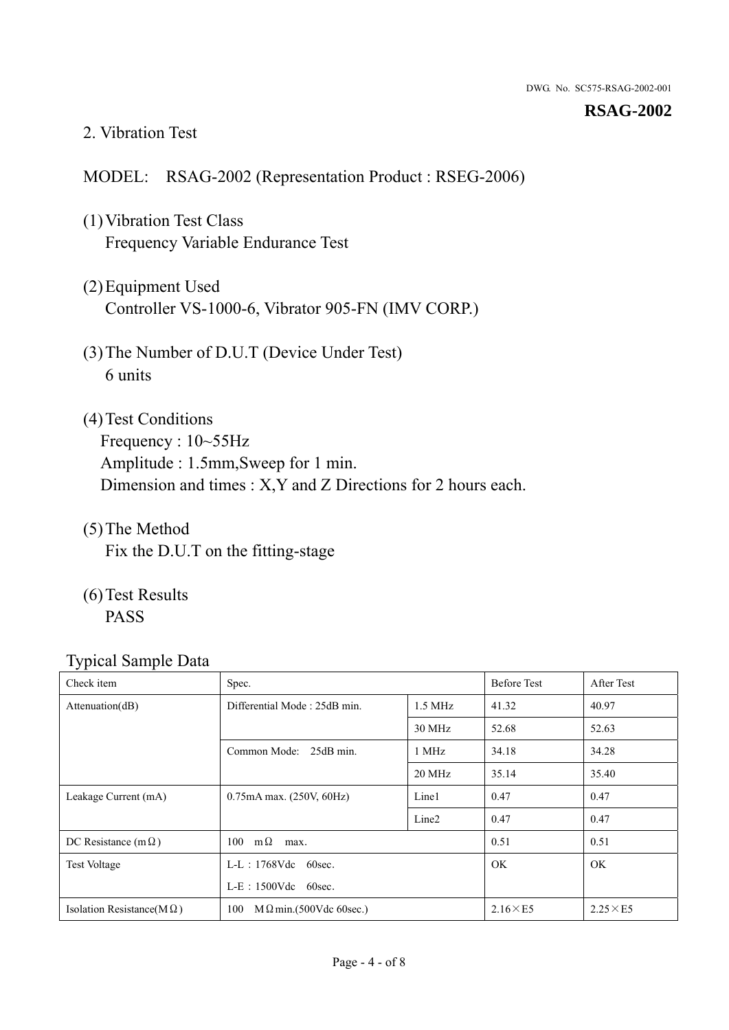DWG. No. SC575-RSAG-2002-001

**RSAG-2002**

## 2. Vibration Test

MODEL: RSAG-2002 (Representation Product : RSEG-2006)

(1) Vibration Test Class
Frequency Variable Endurance Test

(2) Equipment Used
Controller VS-1000-6, Vibrator 905-FN (IMV CORP.)

(3) The Number of D.U.T (Device Under Test)
6 units

(4) Test Conditions
Frequency : 10~55Hz
Amplitude : 1.5mm,Sweep for 1 min.
Dimension and times : X,Y and Z Directions for 2 hours each.

(5) The Method
Fix the D.U.T on the fitting-stage

(6) Test Results
PASS

Typical Sample Data

| Check item | Spec. | | Before Test | After Test |
|---|---|---|---|---|
| Attenuation(dB) | Differential Mode : 25dB min. | 1.5 MHz | 41.32 | 40.97 |
| | | 30 MHz | 52.68 | 52.63 |
| | Common Mode: 25dB min. | 1 MHz | 34.18 | 34.28 |
| | | 20 MHz | 35.14 | 35.40 |
| Leakage Current (mA) | 0.75mA max. (250V, 60Hz) | Line1 | 0.47 | 0.47 |
| | | Line2 | 0.47 | 0.47 |
| DC Resistance (mΩ) | 100 mΩ max. | | 0.51 | 0.51 |
| Test Voltage | L-L : 1768Vdc 60sec.<br>L-E : 1500Vdc 60sec. | | OK | OK |
| Isolation Resistance(MΩ) | 100 MΩmin.(500Vdc 60sec.) | | 2.16×E5 | 2.25×E5 |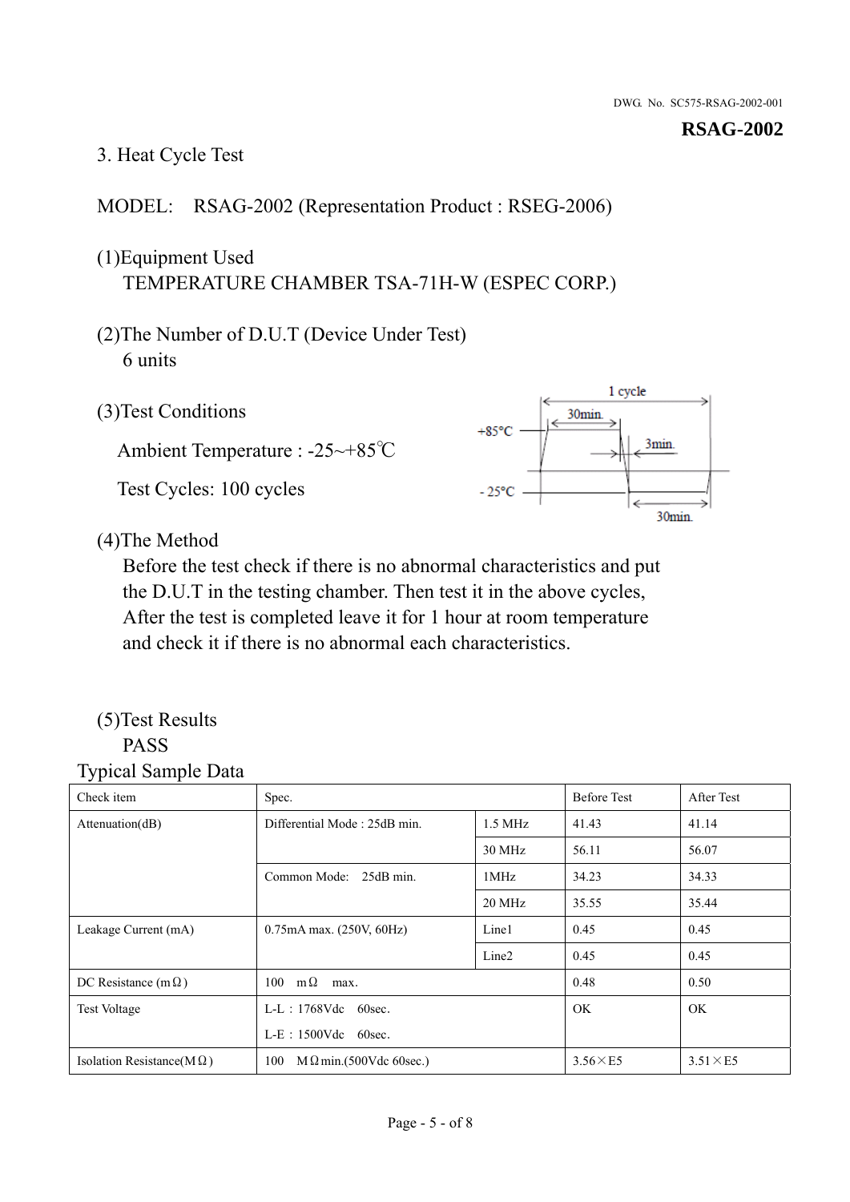DWG. No. SC575-RSAG-2002-001

**RSAG-2002**

## 3. Heat Cycle Test

MODEL: RSAG-2002 (Representation Product : RSEG-2006)

(1)Equipment Used

TEMPERATURE CHAMBER TSA-71H-W (ESPEC CORP.)

(2)The Number of D.U.T (Device Under Test)

6 units

(3)Test Conditions

Ambient Temperature : -25~+85℃

Test Cycles: 100 cycles

1 cycle
+85°C 30min.
3min.
- 25°C 30min.

(4)The Method

Before the test check if there is no abnormal characteristics and put the D.U.T in the testing chamber. Then test it in the above cycles, After the test is completed leave it for 1 hour at room temperature and check it if there is no abnormal each characteristics.

(5)Test Results

PASS

Typical Sample Data

| Check item | Spec. | | Before Test | After Test |
|---|---|---|---|---|
| Attenuation(dB) | Differential Mode : 25dB min. | 1.5 MHz | 41.43 | 41.14 |
| | | 30 MHz | 56.11 | 56.07 |
| | Common Mode: 25dB min. | 1MHz | 34.23 | 34.33 |
| | | 20 MHz | 35.55 | 35.44 |
| Leakage Current (mA) | 0.75mA max. (250V, 60Hz) | Line1 | 0.45 | 0.45 |
| | | Line2 | 0.45 | 0.45 |
| DC Resistance (mΩ) | 100 mΩ max. | | 0.48 | 0.50 |
| Test Voltage | L-L : 1768Vdc 60sec.<br>L-E : 1500Vdc 60sec. | | OK | OK |
| Isolation Resistance(MΩ) | 100 MΩmin.(500Vdc 60sec.) | | 3.56×E5 | 3.51×E5 |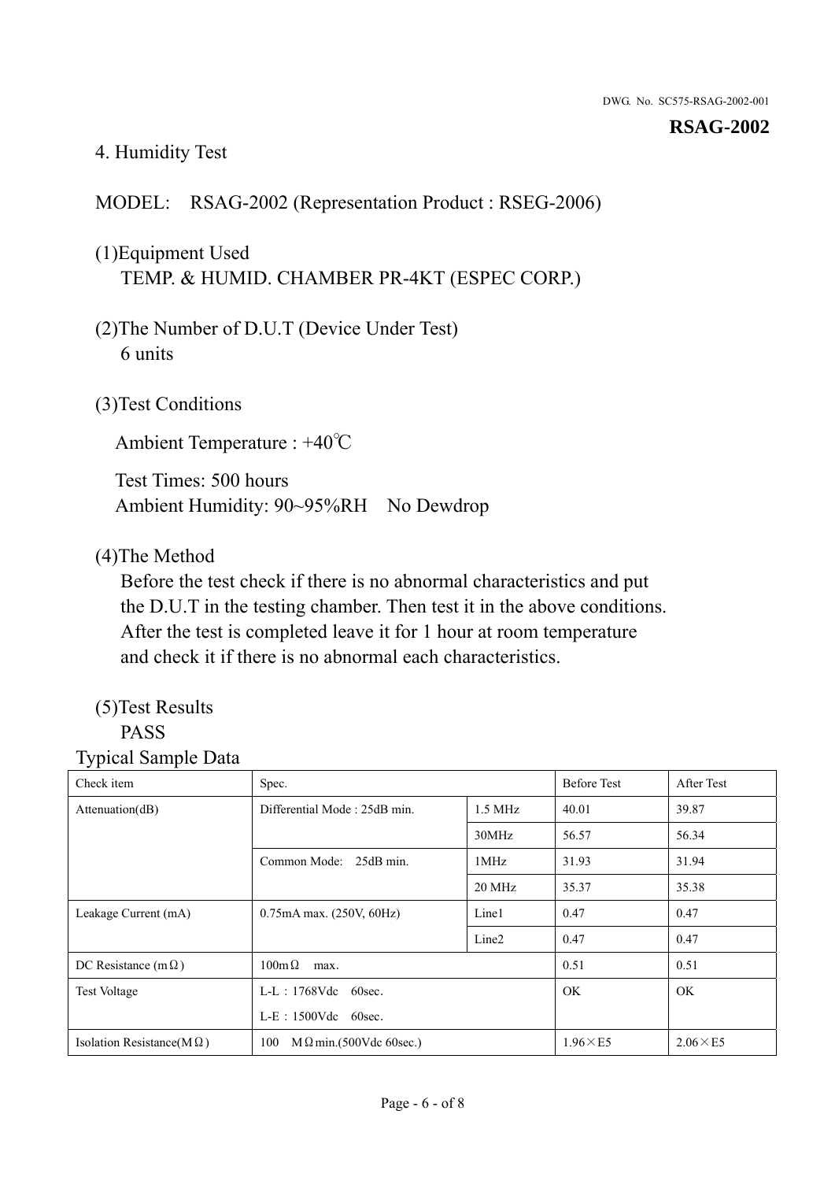DWG. No. SC575-RSAG-2002-001

**RSAG-2002**

## 4. Humidity Test

MODEL: RSAG-2002 (Representation Product : RSEG-2006)

(1)Equipment Used
TEMP. & HUMID. CHAMBER PR-4KT (ESPEC CORP.)

(2)The Number of D.U.T (Device Under Test)
6 units

(3)Test Conditions

Ambient Temperature : +40℃

Test Times: 500 hours
Ambient Humidity: 90~95%RH No Dewdrop

(4)The Method
Before the test check if there is no abnormal characteristics and put the D.U.T in the testing chamber. Then test it in the above conditions. After the test is completed leave it for 1 hour at room temperature and check it if there is no abnormal each characteristics.

(5)Test Results
PASS

Typical Sample Data

| Check item | Spec. | | Before Test | After Test |
|---|---|---|---|---|
| Attenuation(dB) | Differential Mode : 25dB min. | 1.5 MHz | 40.01 | 39.87 |
| | | 30MHz | 56.57 | 56.34 |
| | Common Mode: 25dB min. | 1MHz | 31.93 | 31.94 |
| | | 20 MHz | 35.37 | 35.38 |
| Leakage Current (mA) | 0.75mA max. (250V, 60Hz) | Line1 | 0.47 | 0.47 |
| | | Line2 | 0.47 | 0.47 |
| DC Resistance (mΩ) | 100mΩ max. | | 0.51 | 0.51 |
| Test Voltage | L-L：1768Vdc 60sec.<br>L-E：1500Vdc 60sec. | | OK | OK |
| Isolation Resistance(MΩ) | 100 MΩmin.(500Vdc 60sec.) | | 1.96×E5 | 2.06×E5 |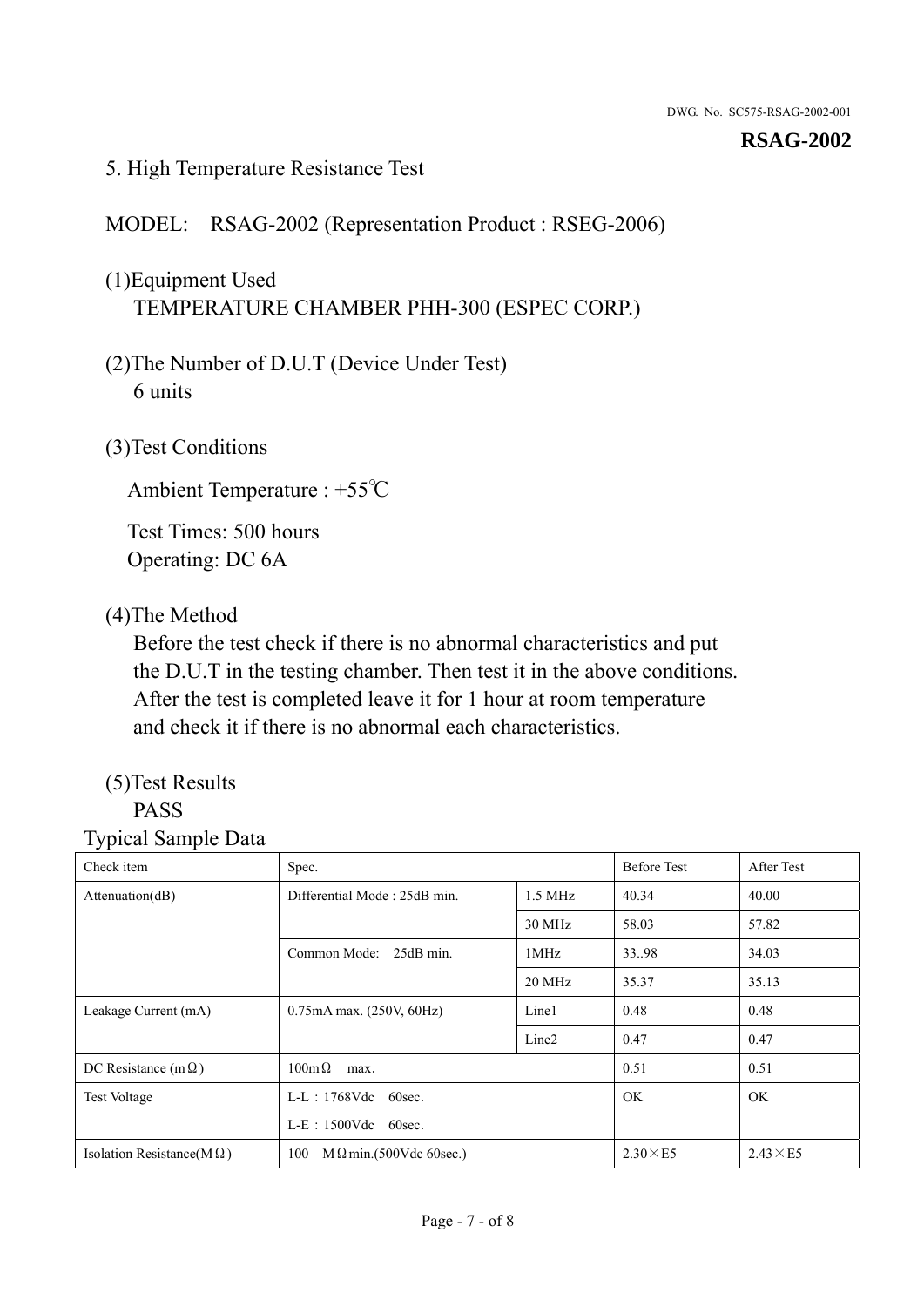DWG. No. SC575-RSAG-2002-001

**RSAG-2002**

## 5. High Temperature Resistance Test

MODEL: RSAG-2002 (Representation Product : RSEG-2006)

(1)Equipment Used
TEMPERATURE CHAMBER PHH-300 (ESPEC CORP.)

(2)The Number of D.U.T (Device Under Test)
6 units

(3)Test Conditions

Ambient Temperature : +55℃

Test Times: 500 hours
Operating: DC 6A

(4)The Method
Before the test check if there is no abnormal characteristics and put the D.U.T in the testing chamber. Then test it in the above conditions. After the test is completed leave it for 1 hour at room temperature and check it if there is no abnormal each characteristics.

(5)Test Results
PASS

Typical Sample Data

| Check item | Spec. | | Before Test | After Test |
|---|---|---|---|---|
| Attenuation(dB) | Differential Mode : 25dB min. | 1.5 MHz | 40.34 | 40.00 |
| | | 30 MHz | 58.03 | 57.82 |
| | Common Mode: 25dB min. | 1MHz | 33..98 | 34.03 |
| | | 20 MHz | 35.37 | 35.13 |
| Leakage Current (mA) | 0.75mA max. (250V, 60Hz) | Line1 | 0.48 | 0.48 |
| | | Line2 | 0.47 | 0.47 |
| DC Resistance (mΩ) | 100mΩ max. | | 0.51 | 0.51 |
| Test Voltage | L-L：1768Vdc 60sec.<br>L-E：1500Vdc 60sec. | | OK | OK |
| Isolation Resistance(MΩ) | 100 MΩmin.(500Vdc 60sec.) | | 2.30×E5 | 2.43×E5 |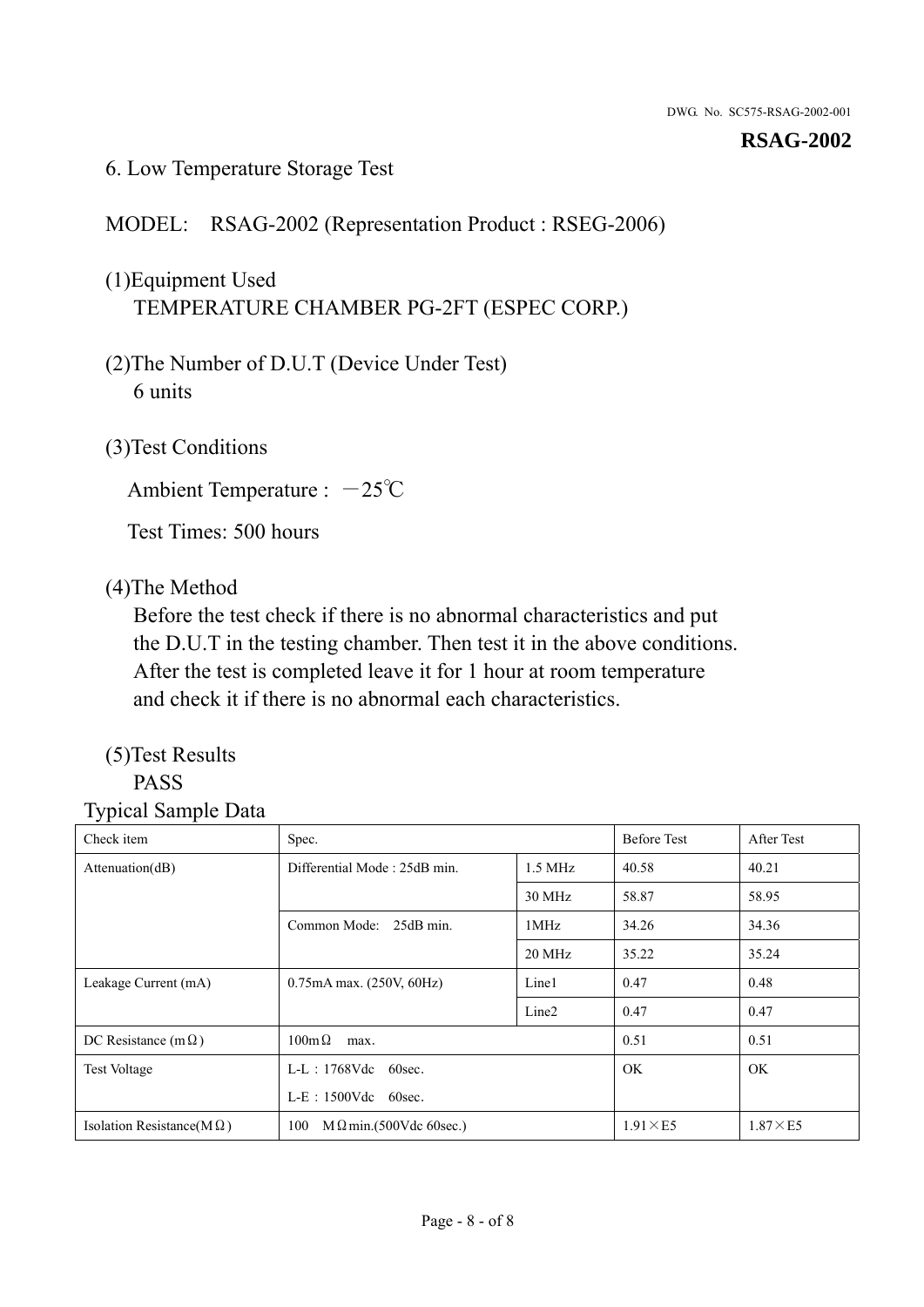DWG. No. SC575-RSAG-2002-001

**RSAG-2002**

## 6. Low Temperature Storage Test

MODEL: RSAG-2002 (Representation Product : RSEG-2006)

(1)Equipment Used
TEMPERATURE CHAMBER PG-2FT (ESPEC CORP.)

(2)The Number of D.U.T (Device Under Test)
6 units

(3)Test Conditions

Ambient Temperature : －25℃

Test Times: 500 hours

(4)The Method
Before the test check if there is no abnormal characteristics and put the D.U.T in the testing chamber. Then test it in the above conditions. After the test is completed leave it for 1 hour at room temperature and check it if there is no abnormal each characteristics.

(5)Test Results
PASS

Typical Sample Data

| Check item | Spec. | | Before Test | After Test |
|---|---|---|---|---|
| Attenuation(dB) | Differential Mode : 25dB min. | 1.5 MHz | 40.58 | 40.21 |
| | | 30 MHz | 58.87 | 58.95 |
| | Common Mode: 25dB min. | 1MHz | 34.26 | 34.36 |
| | | 20 MHz | 35.22 | 35.24 |
| Leakage Current (mA) | 0.75mA max. (250V, 60Hz) | Line1 | 0.47 | 0.48 |
| | | Line2 | 0.47 | 0.47 |
| DC Resistance (mΩ) | 100mΩ max. | | 0.51 | 0.51 |
| Test Voltage | L-L：1768Vdc 60sec. L-E：1500Vdc 60sec. | | OK | OK |
| Isolation Resistance(MΩ) | 100 MΩmin.(500Vdc 60sec.) | | 1.91×E5 | 1.87×E5 |